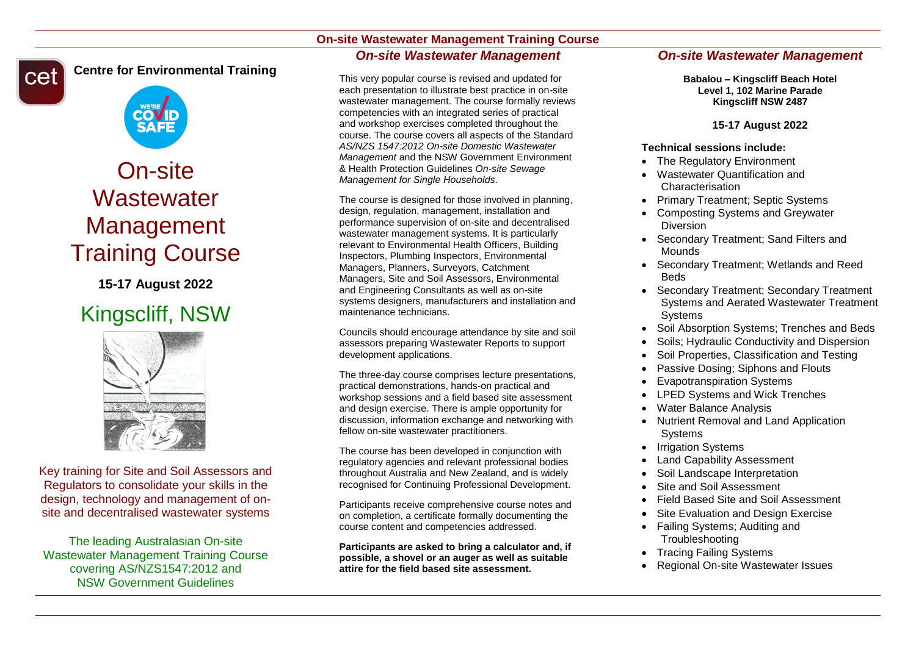# On-site Wastewater Management Training Course

**Centre for Environmental Training**

# On-site Wastewater Management Training Course

**15-17 August 2022**

## Kingscliff, NSW

Key training for Site and Soil Assessors and Regulators to consolidate your skills in the design, technology and management of on-site and decentralised wastewater systems

The leading Australasian On-site Wastewater Management Training Course covering AS/NZS1547:2012 and NSW Government Guidelines

## *On-site Wastewater Management*

This very popular course is revised and updated for each presentation to illustrate best practice in on-site wastewater management. The course formally reviews competencies with an integrated series of practical and workshop exercises completed throughout the course. The course covers all aspects of the Standard *AS/NZS 1547:2012 On-site Domestic Wastewater Management* and the NSW Government Environment & Health Protection Guidelines *On-site Sewage Management for Single Households*.

The course is designed for those involved in planning, design, regulation, management, installation and performance supervision of on-site and decentralised wastewater management systems. It is particularly relevant to Environmental Health Officers, Building Inspectors, Plumbing Inspectors, Environmental Managers, Planners, Surveyors, Catchment Managers, Site and Soil Assessors, Environmental and Engineering Consultants as well as on-site systems designers, manufacturers and installation and maintenance technicians.

Councils should encourage attendance by site and soil assessors preparing Wastewater Reports to support development applications.

The three-day course comprises lecture presentations, practical demonstrations, hands-on practical and workshop sessions and a field based site assessment and design exercise. There is ample opportunity for discussion, information exchange and networking with fellow on-site wastewater practitioners.

The course has been developed in conjunction with regulatory agencies and relevant professional bodies throughout Australia and New Zealand, and is widely recognised for Continuing Professional Development.

Participants receive comprehensive course notes and on completion, a certificate formally documenting the course content and competencies addressed.

**Participants are asked to bring a calculator and, if possible, a shovel or an auger as well as suitable attire for the field based site assessment.**

## *On-site Wastewater Management*

**Babalou – Kingscliff Beach Hotel**
**Level 1, 102 Marine Parade**
**Kingscliff NSW 2487**

**15-17 August 2022**

**Technical sessions include:**

- The Regulatory Environment
- Wastewater Quantification and Characterisation
- Primary Treatment; Septic Systems
- Composting Systems and Greywater Diversion
- Secondary Treatment; Sand Filters and Mounds
- Secondary Treatment; Wetlands and Reed Beds
- Secondary Treatment; Secondary Treatment Systems and Aerated Wastewater Treatment Systems
- Soil Absorption Systems; Trenches and Beds
- Soils; Hydraulic Conductivity and Dispersion
- Soil Properties, Classification and Testing
- Passive Dosing; Siphons and Flouts
- Evapotranspiration Systems
- LPED Systems and Wick Trenches
- Water Balance Analysis
- Nutrient Removal and Land Application Systems
- Irrigation Systems
- Land Capability Assessment
- Soil Landscape Interpretation
- Site and Soil Assessment
- Field Based Site and Soil Assessment
- Site Evaluation and Design Exercise
- Failing Systems; Auditing and Troubleshooting
- Tracing Failing Systems
- Regional On-site Wastewater Issues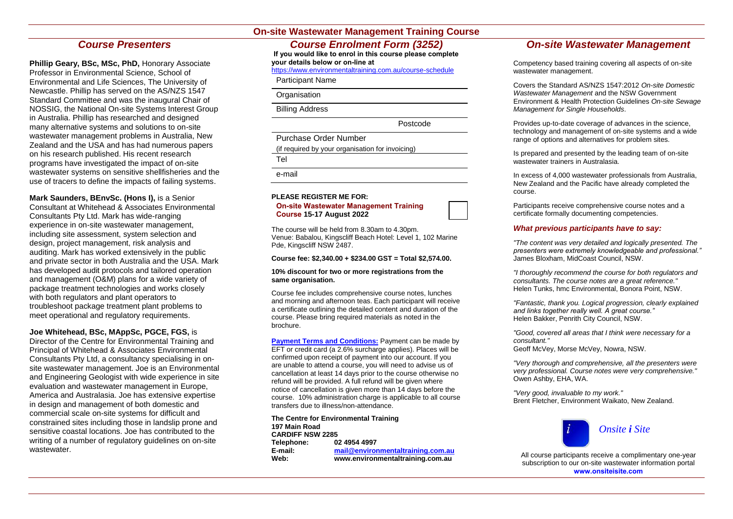# On-site Wastewater Management Training Course

## *Course Presenters*

**Phillip Geary, BSc, MSc, PhD,** Honorary Associate Professor in Environmental Science, School of Environmental and Life Sciences, The University of Newcastle. Phillip has served on the AS/NZS 1547 Standard Committee and was the inaugural Chair of NOSSIG, the National On-site Systems Interest Group in Australia. Phillip has researched and designed many alternative systems and solutions to on-site wastewater management problems in Australia, New Zealand and the USA and has had numerous papers on his research published. His recent research programs have investigated the impact of on-site wastewater systems on sensitive shellfisheries and the use of tracers to define the impacts of failing systems.

**Mark Saunders, BEnvSc. (Hons I),** is a Senior Consultant at Whitehead & Associates Environmental Consultants Pty Ltd. Mark has wide-ranging experience in on-site wastewater management, including site assessment, system selection and design, project management, risk analysis and auditing. Mark has worked extensively in the public and private sector in both Australia and the USA. Mark has developed audit protocols and tailored operation and management (O&M) plans for a wide variety of package treatment technologies and works closely with both regulators and plant operators to troubleshoot package treatment plant problems to meet operational and regulatory requirements.

**Joe Whitehead, BSc, MAppSc, PGCE, FGS,** is Director of the Centre for Environmental Training and Principal of Whitehead & Associates Environmental Consultants Pty Ltd, a consultancy specialising in on-site wastewater management. Joe is an Environmental and Engineering Geologist with wide experience in site evaluation and wastewater management in Europe, America and Australasia. Joe has extensive expertise in design and management of both domestic and commercial scale on-site systems for difficult and constrained sites including those in landslip prone and sensitive coastal locations. Joe has contributed to the writing of a number of regulatory guidelines on on-site wastewater.

## *Course Enrolment Form (3252)*

**If you would like to enrol in this course please complete your details below or on-line at**
https://www.environmentaltraining.com.au/course-schedule

Participant Name

Organisation

Billing Address

Postcode

Purchase Order Number

(if required by your organisation for invoicing)

Tel

e-mail

**PLEASE REGISTER ME FOR:**

**On-site Wastewater Management Training Course 15-17 August 2022** ☐

The course will be held from 8.30am to 4.30pm.
Venue: Babalou, Kingscliff Beach Hotel: Level 1, 102 Marine Pde, Kingscliff NSW 2487.

**Course fee: $2,340.00 + $234.00 GST = Total $2,574.00.**

**10% discount for two or more registrations from the same organisation.**

Course fee includes comprehensive course notes, lunches and morning and afternoon teas. Each participant will receive a certificate outlining the detailed content and duration of the course. Please bring required materials as noted in the brochure.

**Payment Terms and Conditions:** Payment can be made by EFT or credit card (a 2.6% surcharge applies). Places will be confirmed upon receipt of payment into our account. If you are unable to attend a course, you will need to advise us of cancellation at least 14 days prior to the course otherwise no refund will be provided. A full refund will be given where notice of cancellation is given more than 14 days before the course. 10% administration charge is applicable to all course transfers due to illness/non-attendance.

**The Centre for Environmental Training**
**197 Main Road**
**CARDIFF NSW 2285**
**Telephone:** **02 4954 4997**
**E-mail:** **mail@environmentaltraining.com.au**
**Web:** **www.environmentaltraining.com.au**

## *On-site Wastewater Management*

Competency based training covering all aspects of on-site wastewater management.

Covers the Standard AS/NZS 1547:2012 *On-site Domestic Wastewater Management* and the NSW Government Environment & Health Protection Guidelines *On-site Sewage Management for Single Households*.

Provides up-to-date coverage of advances in the science, technology and management of on-site systems and a wide range of options and alternatives for problem sites.

Is prepared and presented by the leading team of on-site wastewater trainers in Australasia.

In excess of 4,000 wastewater professionals from Australia, New Zealand and the Pacific have already completed the course.

Participants receive comprehensive course notes and a certificate formally documenting competencies.

### *What previous participants have to say:*

*"The content was very detailed and logically presented. The presenters were extremely knowledgeable and professional."*
James Bloxham, MidCoast Council, NSW.

*"I thoroughly recommend the course for both regulators and consultants. The course notes are a great reference."*
Helen Tunks, hmc Environmental, Bonora Point, NSW.

*"Fantastic, thank you. Logical progression, clearly explained and links together really well. A great course."*
Helen Bakker, Penrith City Council, NSW.

*"Good, covered all areas that I think were necessary for a consultant."*
Geoff McVey, Morse McVey, Nowra, NSW.

*"Very thorough and comprehensive, all the presenters were very professional. Course notes were very comprehensive."*
Owen Ashby, EHA, WA.

*"Very good, invaluable to my work."*
Brent Fletcher, Environment Waikato, New Zealand.

*Onsite i Site*

All course participants receive a complimentary one-year subscription to our on-site wastewater information portal
**www.onsiteisite.com**